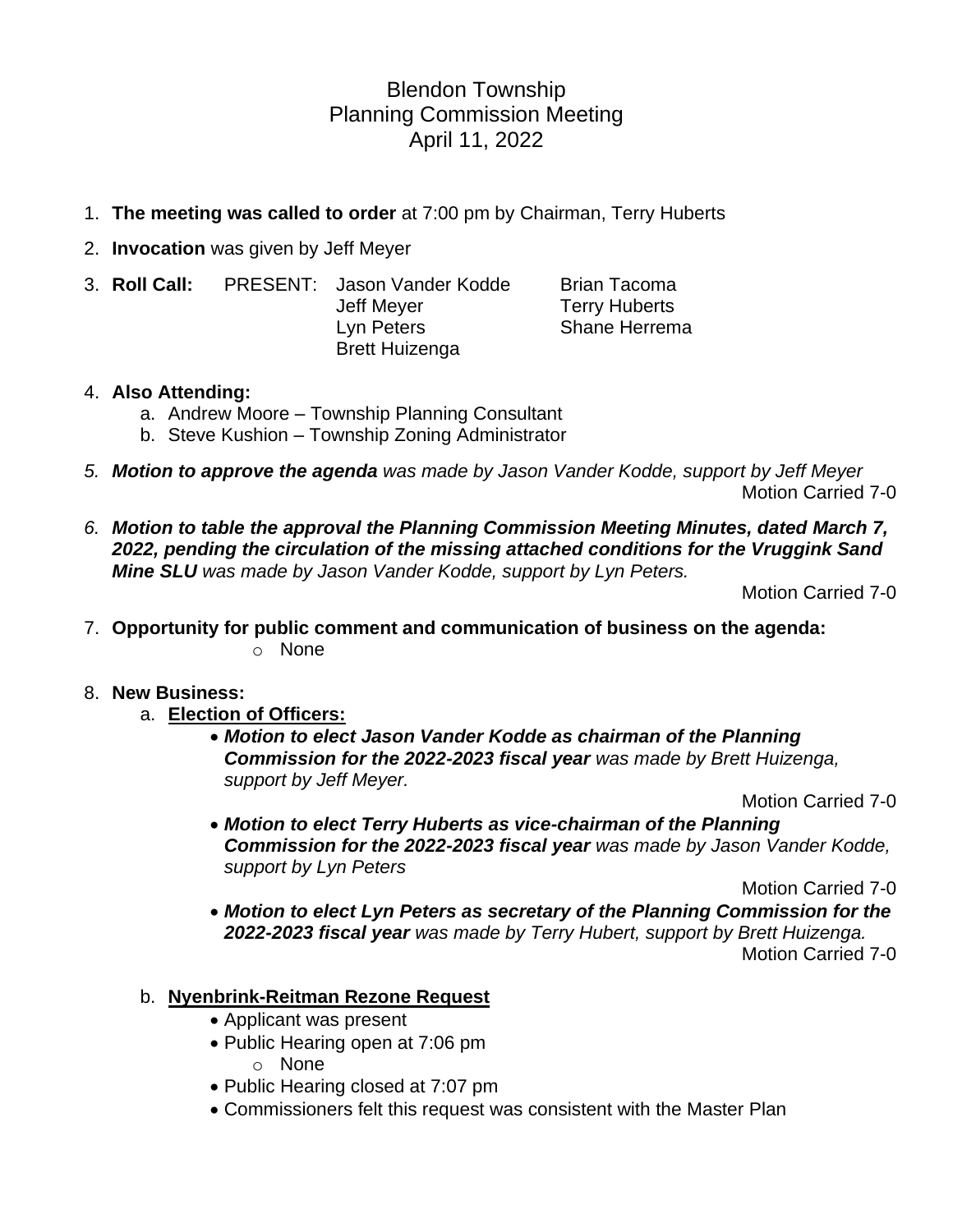# Blendon Township
## Planning Commission Meeting
### April 11, 2022

1. **The meeting was called to order** at 7:00 pm by Chairman, Terry Huberts
2. **Invocation** was given by Jeff Meyer
3. **Roll Call:** PRESENT: Jason Vander Kodde, Jeff Meyer, Lyn Peters, Brett Huizenga, Brian Tacoma, Terry Huberts, Shane Herrema
4. **Also Attending:**
   a. Andrew Moore – Township Planning Consultant
   b. Steve Kushion – Township Zoning Administrator
5. ***Motion to approve the agenda*** *was made by Jason Vander Kodde, support by Jeff Meyer*
   Motion Carried 7-0
6. ***Motion to table the approval the Planning Commission Meeting Minutes, dated March 7, 2022, pending the circulation of the missing attached conditions for the Vruggink Sand Mine SLU*** *was made by Jason Vander Kodde, support by Lyn Peters.*
   Motion Carried 7-0
7. **Opportunity for public comment and communication of business on the agenda:**
   - None
8. **New Business:**
   a. **Election of Officers:**
      - ***Motion to elect Jason Vander Kodde as chairman of the Planning Commission for the 2022-2023 fiscal year*** *was made by Brett Huizenga, support by Jeff Meyer.*
        Motion Carried 7-0
      - ***Motion to elect Terry Huberts as vice-chairman of the Planning Commission for the 2022-2023 fiscal year*** *was made by Jason Vander Kodde, support by Lyn Peters*
        Motion Carried 7-0
      - ***Motion to elect Lyn Peters as secretary of the Planning Commission for the 2022-2023 fiscal year*** *was made by Terry Hubert, support by Brett Huizenga.*
        Motion Carried 7-0

   b. **Nyenbrink-Reitman Rezone Request**
      - Applicant was present
      - Public Hearing open at 7:06 pm
        - None
      - Public Hearing closed at 7:07 pm
      - Commissioners felt this request was consistent with the Master Plan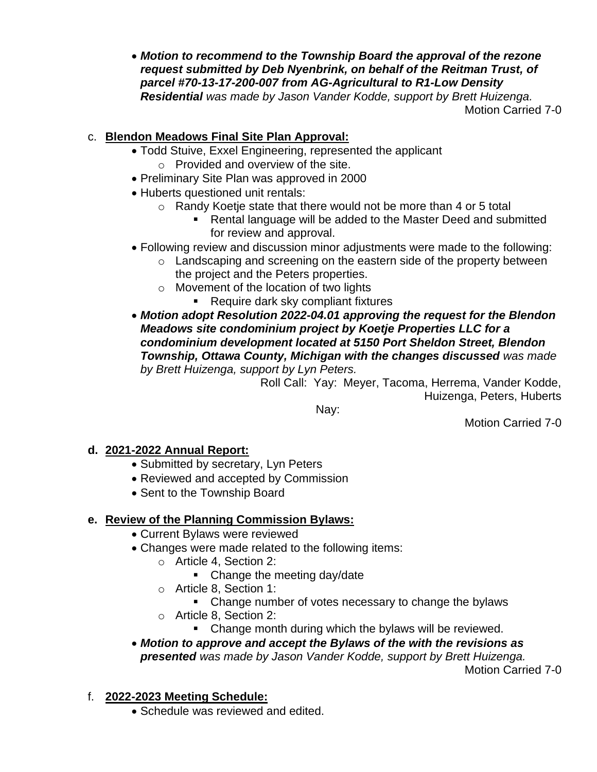- ***Motion to recommend to the Township Board the approval of the rezone request submitted by Deb Nyenbrink, on behalf of the Reitman Trust, of parcel #70-13-17-200-007 from AG-Agricultural to R1-Low Density Residential*** *was made by Jason Vander Kodde, support by Brett Huizenga.*

  Motion Carried 7-0

c. **Blendon Meadows Final Site Plan Approval:**

- Todd Stuive, Exxel Engineering, represented the applicant
  - Provided and overview of the site.
- Preliminary Site Plan was approved in 2000
- Huberts questioned unit rentals:
  - Randy Koetje state that there would not be more than 4 or 5 total
    - Rental language will be added to the Master Deed and submitted for review and approval.
- Following review and discussion minor adjustments were made to the following:
  - Landscaping and screening on the eastern side of the property between the project and the Peters properties.
  - Movement of the location of two lights
    - Require dark sky compliant fixtures
- ***Motion adopt Resolution 2022-04.01 approving the request for the Blendon Meadows site condominium project by Koetje Properties LLC for a condominium development located at 5150 Port Sheldon Street, Blendon Township, Ottawa County, Michigan with the changes discussed*** *was made by Brett Huizenga, support by Lyn Peters.*

  Roll Call: Yay: Meyer, Tacoma, Herrema, Vander Kodde, Huizenga, Peters, Huberts

  Nay:

  Motion Carried 7-0

**d. 2021-2022 Annual Report:**

- Submitted by secretary, Lyn Peters
- Reviewed and accepted by Commission
- Sent to the Township Board

**e. Review of the Planning Commission Bylaws:**

- Current Bylaws were reviewed
- Changes were made related to the following items:
  - Article 4, Section 2:
    - Change the meeting day/date
  - Article 8, Section 1:
    - Change number of votes necessary to change the bylaws
  - Article 8, Section 2:
    - Change month during which the bylaws will be reviewed.
- ***Motion to approve and accept the Bylaws of the with the revisions as presented*** *was made by Jason Vander Kodde, support by Brett Huizenga.*

  Motion Carried 7-0

f. **2022-2023 Meeting Schedule:**

- Schedule was reviewed and edited.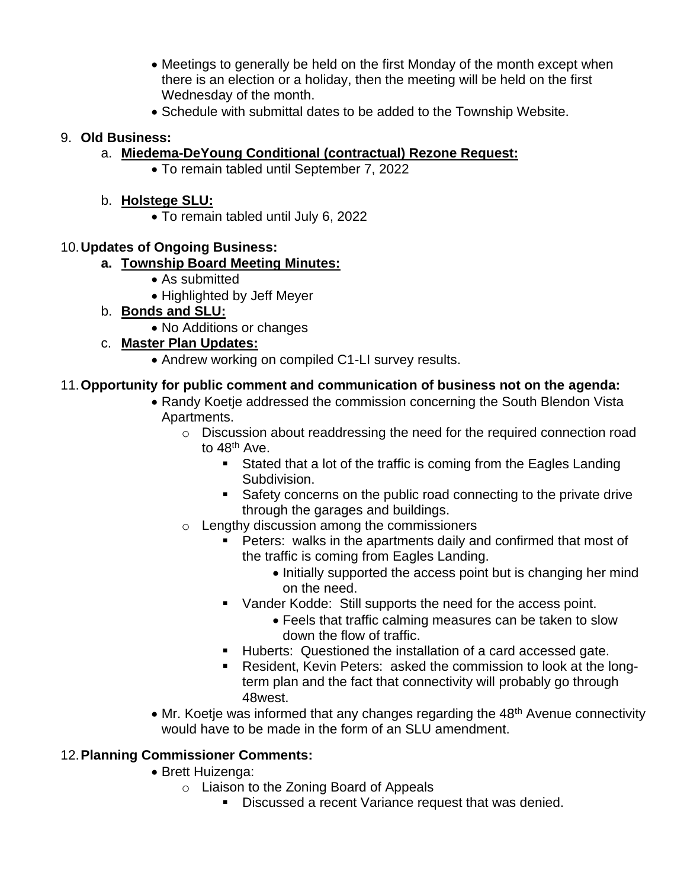- Meetings to generally be held on the first Monday of the month except when there is an election or a holiday, then the meeting will be held on the first Wednesday of the month.
- Schedule with submittal dates to be added to the Township Website.

9. **Old Business:**
   a. **Miedema-DeYoung Conditional (contractual) Rezone Request:**
      - To remain tabled until September 7, 2022

   b. **Holstege SLU:**
      - To remain tabled until July 6, 2022

10. **Updates of Ongoing Business:**
    a. **Township Board Meeting Minutes:**
       - As submitted
       - Highlighted by Jeff Meyer

    b. **Bonds and SLU:**
       - No Additions or changes

    c. **Master Plan Updates:**
       - Andrew working on compiled C1-LI survey results.

11. **Opportunity for public comment and communication of business not on the agenda:**
    - Randy Koetje addressed the commission concerning the South Blendon Vista Apartments.
      - Discussion about readdressing the need for the required connection road to 48th Ave.
        - Stated that a lot of the traffic is coming from the Eagles Landing Subdivision.
        - Safety concerns on the public road connecting to the private drive through the garages and buildings.
      - Lengthy discussion among the commissioners
        - Peters: walks in the apartments daily and confirmed that most of the traffic is coming from Eagles Landing.
          - Initially supported the access point but is changing her mind on the need.
        - Vander Kodde: Still supports the need for the access point.
          - Feels that traffic calming measures can be taken to slow down the flow of traffic.
        - Huberts: Questioned the installation of a card accessed gate.
        - Resident, Kevin Peters: asked the commission to look at the long-term plan and the fact that connectivity will probably go through 48west.
    - Mr. Koetje was informed that any changes regarding the 48th Avenue connectivity would have to be made in the form of an SLU amendment.

12. **Planning Commissioner Comments:**
    - Brett Huizenga:
      - Liaison to the Zoning Board of Appeals
        - Discussed a recent Variance request that was denied.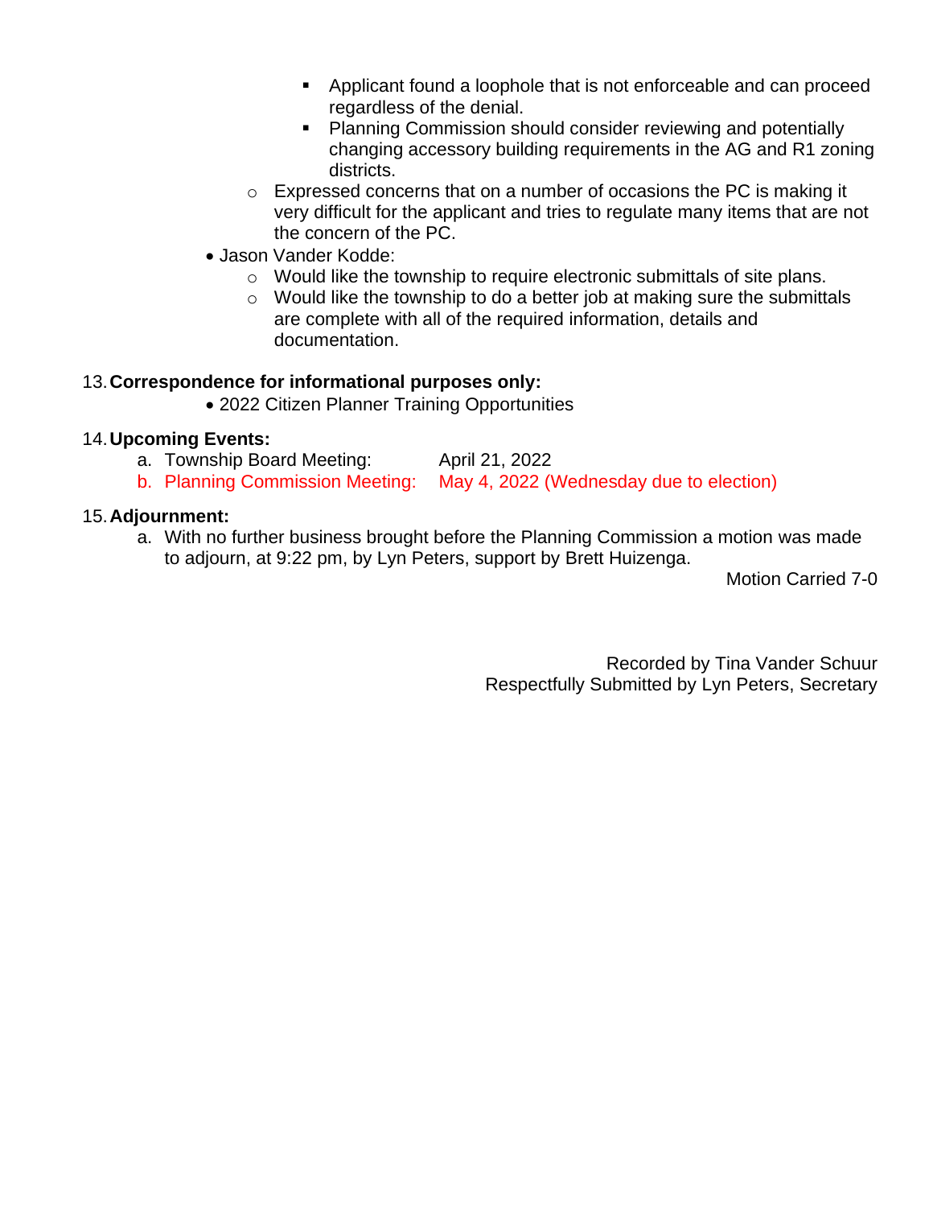- Applicant found a loophole that is not enforceable and can proceed regardless of the denial.
    - Planning Commission should consider reviewing and potentially changing accessory building requirements in the AG and R1 zoning districts.
  - Expressed concerns that on a number of occasions the PC is making it very difficult for the applicant and tries to regulate many items that are not the concern of the PC.
- Jason Vander Kodde:
  - Would like the township to require electronic submittals of site plans.
  - Would like the township to do a better job at making sure the submittals are complete with all of the required information, details and documentation.

13. **Correspondence for informational purposes only:**
    - 2022 Citizen Planner Training Opportunities

14. **Upcoming Events:**
    a. Township Board Meeting: April 21, 2022
    b. Planning Commission Meeting: May 4, 2022 (Wednesday due to election)

15. **Adjournment:**
    a. With no further business brought before the Planning Commission a motion was made to adjourn, at 9:22 pm, by Lyn Peters, support by Brett Huizenga.

Motion Carried 7-0

Recorded by Tina Vander Schuur
Respectfully Submitted by Lyn Peters, Secretary